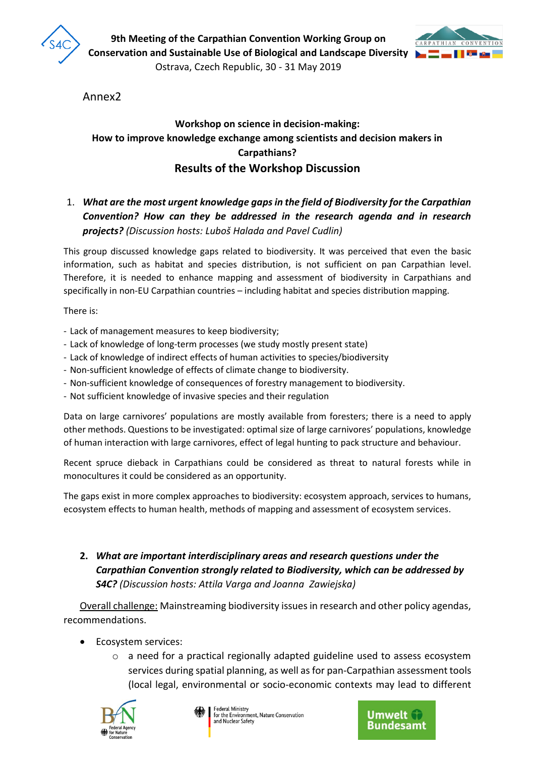Annex2

## Workshop on science in decision-making: How to improve knowledge exchange among scientists and decision makers in Carpathians?

## Results of the Workshop Discussion

1. ***What are the most urgent knowledge gaps in the field of Biodiversity for the Carpathian Convention? How can they be addressed in the research agenda and in research projects?*** *(Discussion hosts: Luboš Halada and Pavel Cudlin)*

This group discussed knowledge gaps related to biodiversity. It was perceived that even the basic information, such as habitat and species distribution, is not sufficient on pan Carpathian level. Therefore, it is needed to enhance mapping and assessment of biodiversity in Carpathians and specifically in non-EU Carpathian countries – including habitat and species distribution mapping.

There is:

- Lack of management measures to keep biodiversity;
- Lack of knowledge of long-term processes (we study mostly present state)
- Lack of knowledge of indirect effects of human activities to species/biodiversity
- Non-sufficient knowledge of effects of climate change to biodiversity.
- Non-sufficient knowledge of consequences of forestry management to biodiversity.
- Not sufficient knowledge of invasive species and their regulation

Data on large carnivores' populations are mostly available from foresters; there is a need to apply other methods. Questions to be investigated: optimal size of large carnivores' populations, knowledge of human interaction with large carnivores, effect of legal hunting to pack structure and behaviour.

Recent spruce dieback in Carpathians could be considered as threat to natural forests while in monocultures it could be considered as an opportunity.

The gaps exist in more complex approaches to biodiversity: ecosystem approach, services to humans, ecosystem effects to human health, methods of mapping and assessment of ecosystem services.

2. ***What are important interdisciplinary areas and research questions under the Carpathian Convention strongly related to Biodiversity, which can be addressed by S4C?*** *(Discussion hosts: Attila Varga and Joanna Zawiejska)*

Overall challenge: Mainstreaming biodiversity issues in research and other policy agendas, recommendations.

- Ecosystem services:
  - a need for a practical regionally adapted guideline used to assess ecosystem services during spatial planning, as well as for pan-Carpathian assessment tools (local legal, environmental or socio-economic contexts may lead to different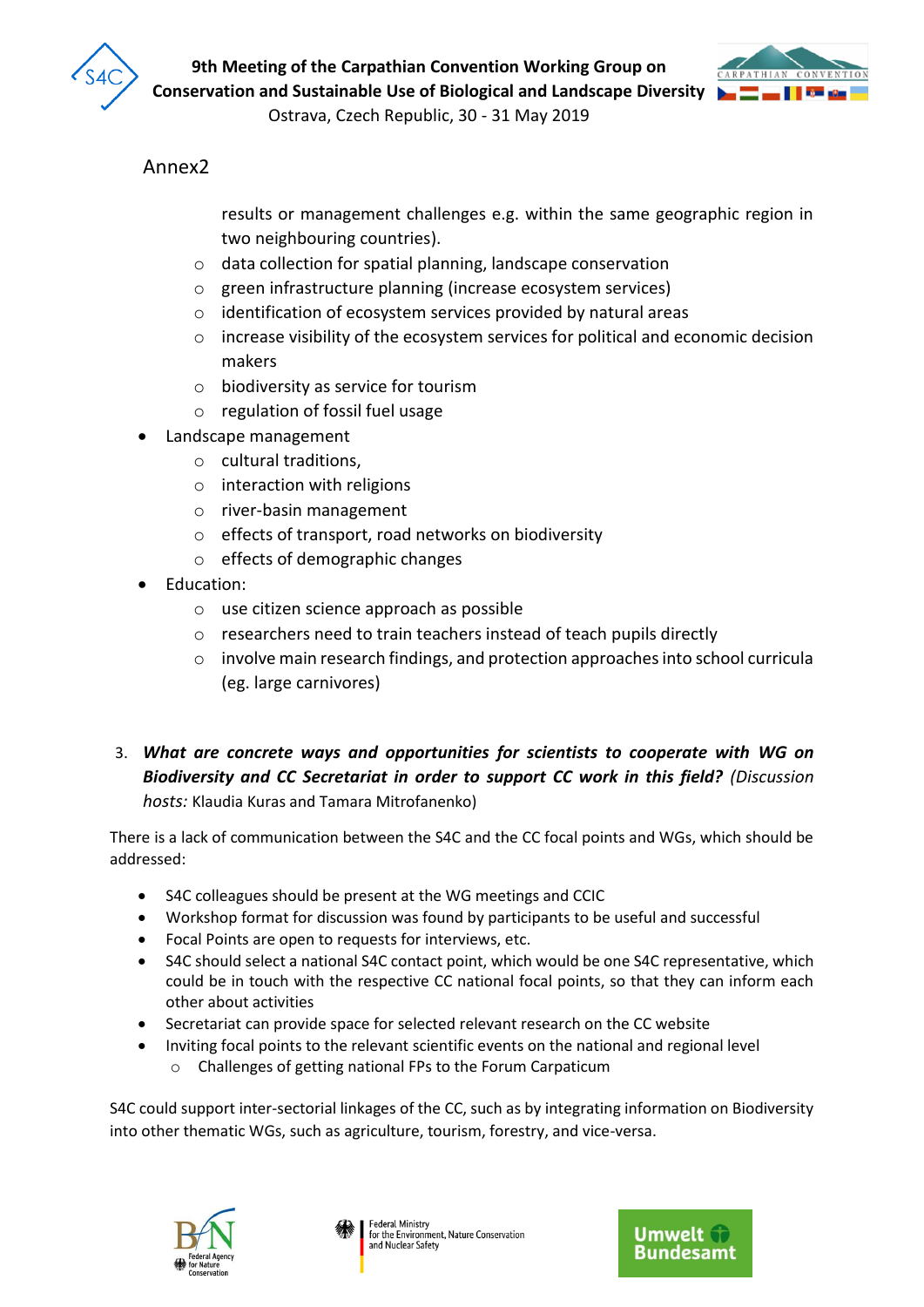Annex2

results or management challenges e.g. within the same geographic region in two neighbouring countries).
    - data collection for spatial planning, landscape conservation
    - green infrastructure planning (increase ecosystem services)
    - identification of ecosystem services provided by natural areas
    - increase visibility of the ecosystem services for political and economic decision makers
    - biodiversity as service for tourism
    - regulation of fossil fuel usage
- Landscape management
    - cultural traditions,
    - interaction with religions
    - river-basin management
    - effects of transport, road networks on biodiversity
    - effects of demographic changes
- Education:
    - use citizen science approach as possible
    - researchers need to train teachers instead of teach pupils directly
    - involve main research findings, and protection approaches into school curricula (eg. large carnivores)

3. ***What are concrete ways and opportunities for scientists to cooperate with WG on Biodiversity and CC Secretariat in order to support CC work in this field?*** *(Discussion hosts:* Klaudia Kuras and Tamara Mitrofanenko)

There is a lack of communication between the S4C and the CC focal points and WGs, which should be addressed:

- S4C colleagues should be present at the WG meetings and CCIC
- Workshop format for discussion was found by participants to be useful and successful
- Focal Points are open to requests for interviews, etc.
- S4C should select a national S4C contact point, which would be one S4C representative, which could be in touch with the respective CC national focal points, so that they can inform each other about activities
- Secretariat can provide space for selected relevant research on the CC website
- Inviting focal points to the relevant scientific events on the national and regional level
    - Challenges of getting national FPs to the Forum Carpaticum

S4C could support inter-sectorial linkages of the CC, such as by integrating information on Biodiversity into other thematic WGs, such as agriculture, tourism, forestry, and vice-versa.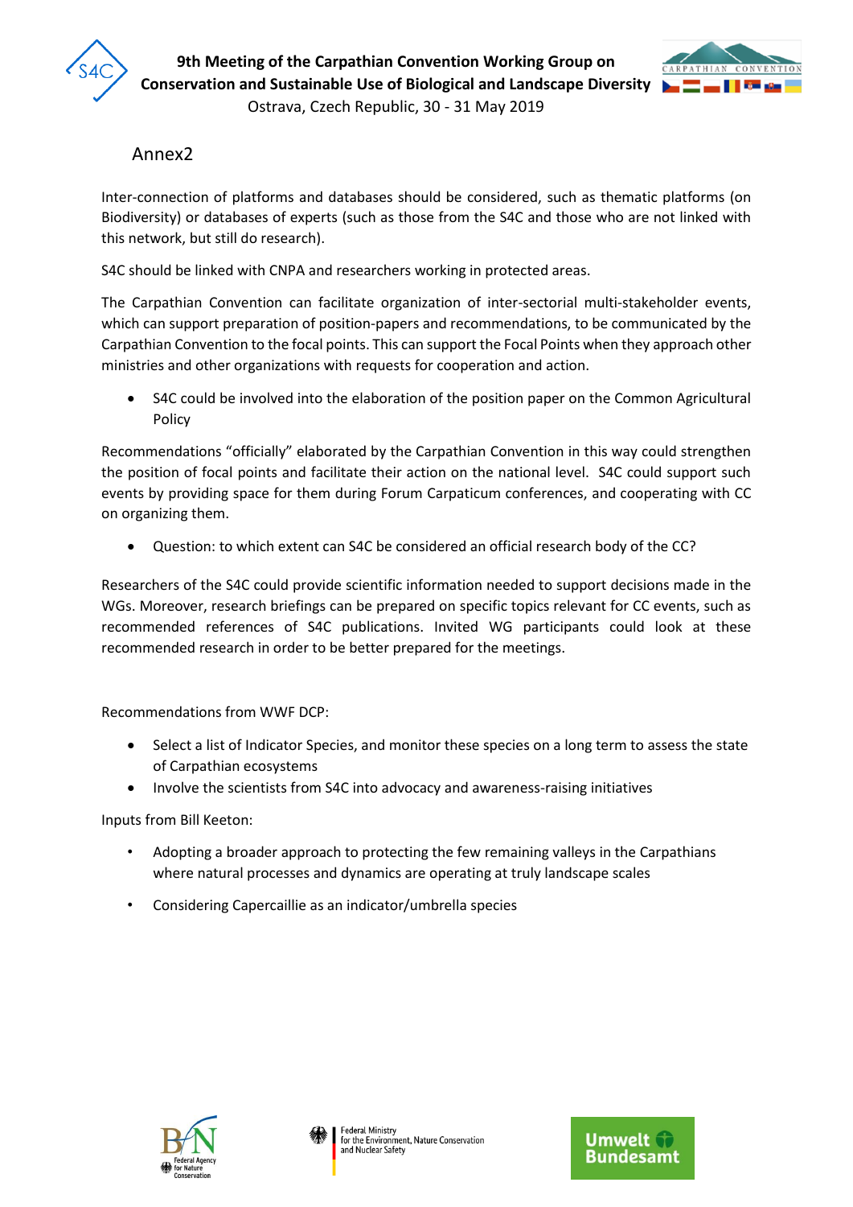# Annex2

Inter-connection of platforms and databases should be considered, such as thematic platforms (on Biodiversity) or databases of experts (such as those from the S4C and those who are not linked with this network, but still do research).

S4C should be linked with CNPA and researchers working in protected areas.

The Carpathian Convention can facilitate organization of inter-sectorial multi-stakeholder events, which can support preparation of position-papers and recommendations, to be communicated by the Carpathian Convention to the focal points. This can support the Focal Points when they approach other ministries and other organizations with requests for cooperation and action.

- S4C could be involved into the elaboration of the position paper on the Common Agricultural Policy

Recommendations "officially" elaborated by the Carpathian Convention in this way could strengthen the position of focal points and facilitate their action on the national level. S4C could support such events by providing space for them during Forum Carpaticum conferences, and cooperating with CC on organizing them.

- Question: to which extent can S4C be considered an official research body of the CC?

Researchers of the S4C could provide scientific information needed to support decisions made in the WGs. Moreover, research briefings can be prepared on specific topics relevant for CC events, such as recommended references of S4C publications. Invited WG participants could look at these recommended research in order to be better prepared for the meetings.

Recommendations from WWF DCP:

- Select a list of Indicator Species, and monitor these species on a long term to assess the state of Carpathian ecosystems
- Involve the scientists from S4C into advocacy and awareness-raising initiatives

Inputs from Bill Keeton:

- Adopting a broader approach to protecting the few remaining valleys in the Carpathians where natural processes and dynamics are operating at truly landscape scales
- Considering Capercaillie as an indicator/umbrella species